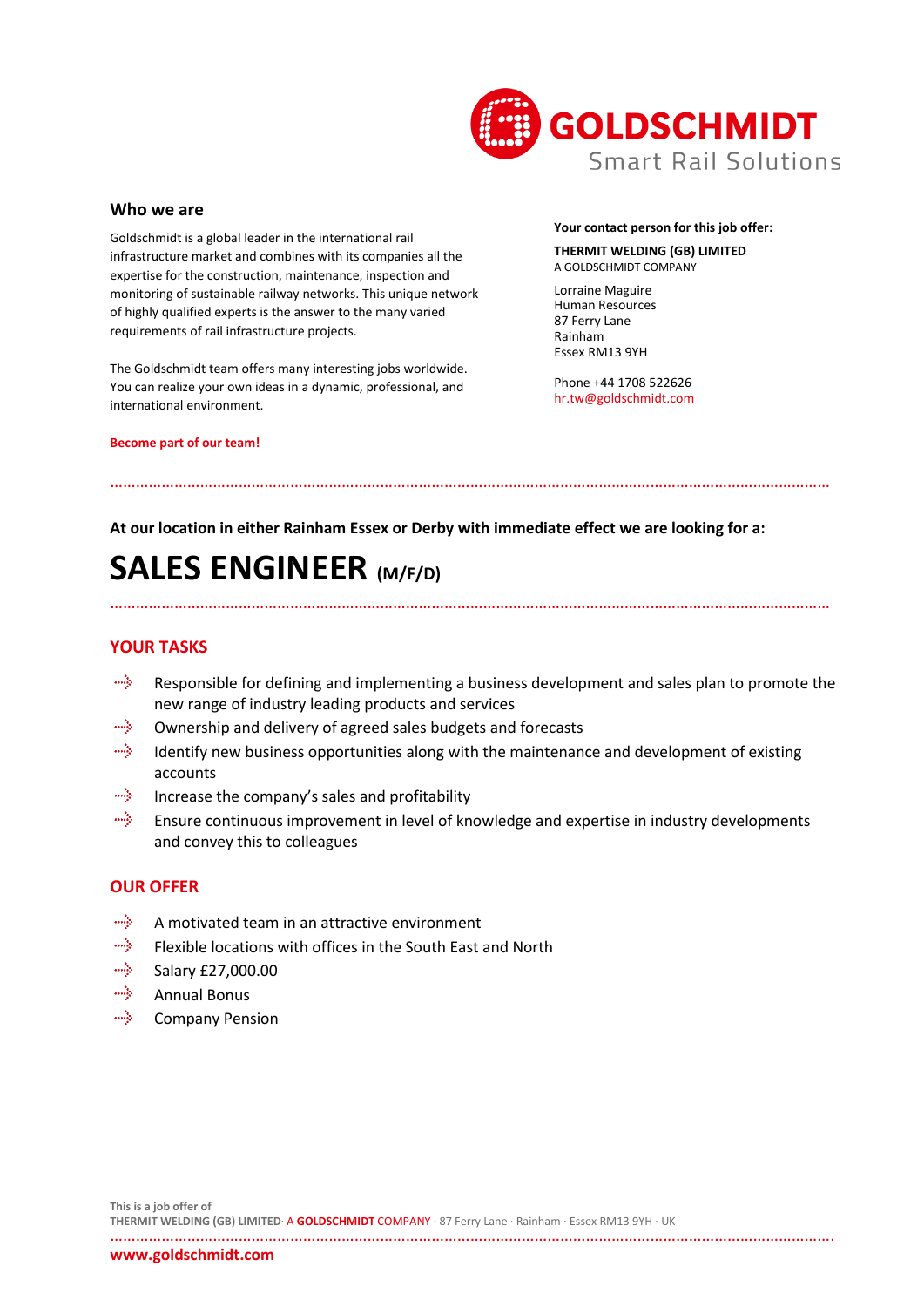GOLDSCHMIDT
Smart Rail Solutions

## Who we are

Goldschmidt is a global leader in the international rail infrastructure market and combines with its companies all the expertise for the construction, maintenance, inspection and monitoring of sustainable railway networks. This unique network of highly qualified experts is the answer to the many varied requirements of rail infrastructure projects.

The Goldschmidt team offers many interesting jobs worldwide. You can realize your own ideas in a dynamic, professional, and international environment.

**Become part of our team!**

**Your contact person for this job offer:**

**THERMIT WELDING (GB) LIMITED**
A GOLDSCHMIDT COMPANY

Lorraine Maguire
Human Resources
87 Ferry Lane
Rainham
Essex RM13 9YH

Phone +44 1708 522626
hr.tw@goldschmidt.com

---

**At our location in either Rainham Essex or Derby with immediate effect we are looking for a:**

# SALES ENGINEER (M/F/D)

---

## YOUR TASKS

- Responsible for defining and implementing a business development and sales plan to promote the new range of industry leading products and services
- Ownership and delivery of agreed sales budgets and forecasts
- Identify new business opportunities along with the maintenance and development of existing accounts
- Increase the company's sales and profitability
- Ensure continuous improvement in level of knowledge and expertise in industry developments and convey this to colleagues

## OUR OFFER

- A motivated team in an attractive environment
- Flexible locations with offices in the South East and North
- Salary £27,000.00
- Annual Bonus
- Company Pension

This is a job offer of
**THERMIT WELDING (GB) LIMITED**· A **GOLDSCHMIDT** COMPANY · 87 Ferry Lane · Rainham · Essex RM13 9YH · UK

**www.goldschmidt.com**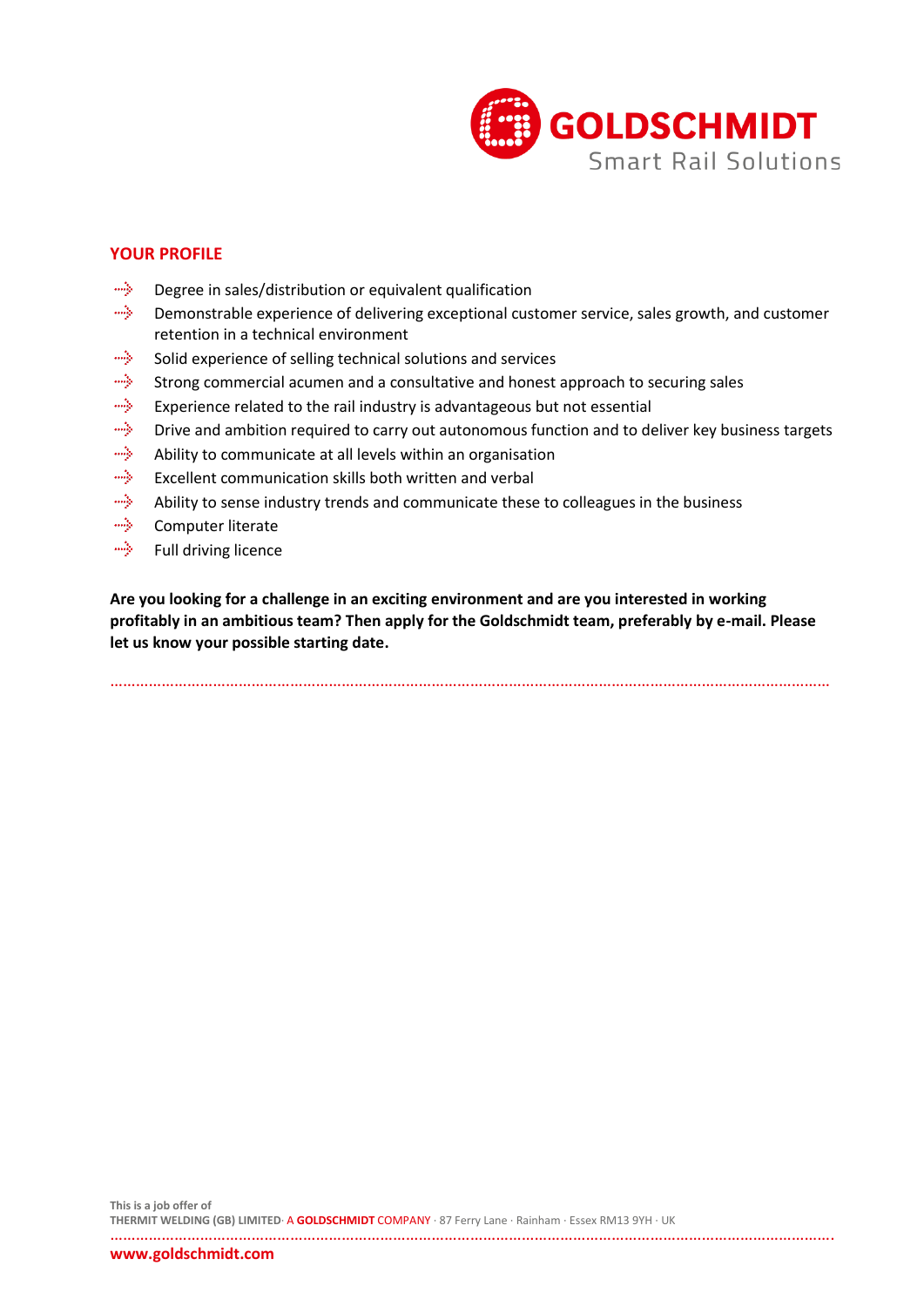## YOUR PROFILE

- Degree in sales/distribution or equivalent qualification
- Demonstrable experience of delivering exceptional customer service, sales growth, and customer retention in a technical environment
- Solid experience of selling technical solutions and services
- Strong commercial acumen and a consultative and honest approach to securing sales
- Experience related to the rail industry is advantageous but not essential
- Drive and ambition required to carry out autonomous function and to deliver key business targets
- Ability to communicate at all levels within an organisation
- Excellent communication skills both written and verbal
- Ability to sense industry trends and communicate these to colleagues in the business
- Computer literate
- Full driving licence

**Are you looking for a challenge in an exciting environment and are you interested in working profitably in an ambitious team? Then apply for the Goldschmidt team, preferably by e-mail. Please let us know your possible starting date.**

**This is a job offer of**
**THERMIT WELDING (GB) LIMITED**· A **GOLDSCHMIDT** COMPANY · 87 Ferry Lane · Rainham · Essex RM13 9YH · UK

**www.goldschmidt.com**